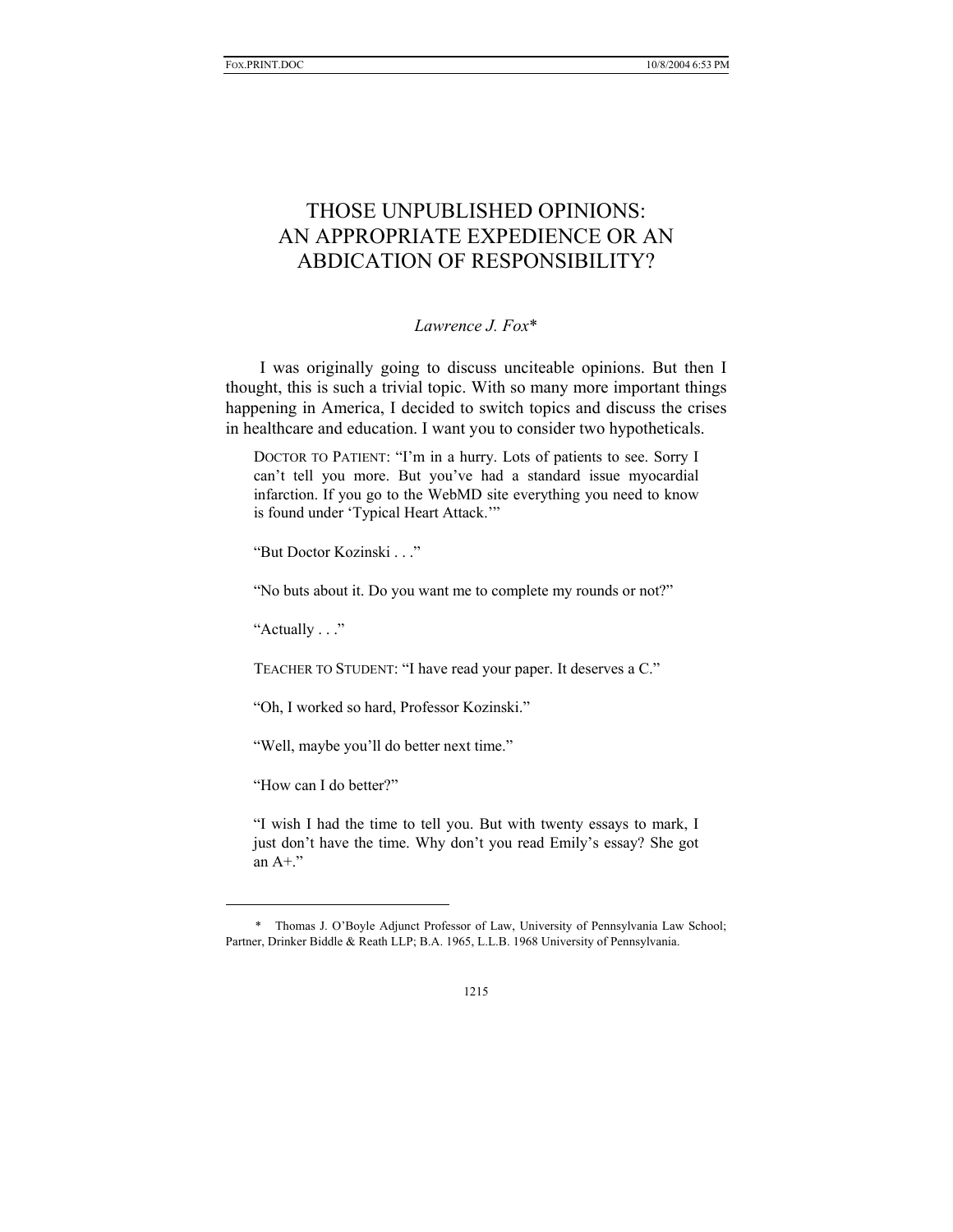# THOSE UNPUBLISHED OPINIONS: AN APPROPRIATE EXPEDIENCE OR AN ABDICATION OF RESPONSIBILITY?

*Lawrence J. Fox*\*

I was originally going to discuss unciteable opinions. But then I thought, this is such a trivial topic. With so many more important things happening in America, I decided to switch topics and discuss the crises in healthcare and education. I want you to consider two hypotheticals.

> DOCTOR TO PATIENT: "I'm in a hurry. Lots of patients to see. Sorry I can't tell you more. But you've had a standard issue myocardial infarction. If you go to the WebMD site everything you need to know is found under 'Typical Heart Attack.'"
>
> "But Doctor Kozinski . . ."
>
> "No buts about it. Do you want me to complete my rounds or not?"
>
> "Actually . . ."
>
> TEACHER TO STUDENT: "I have read your paper. It deserves a C."
>
> "Oh, I worked so hard, Professor Kozinski."
>
> "Well, maybe you'll do better next time."
>
> "How can I do better?"
>
> "I wish I had the time to tell you. But with twenty essays to mark, I just don't have the time. Why don't you read Emily's essay? She got an A+."

---

\* Thomas J. O'Boyle Adjunct Professor of Law, University of Pennsylvania Law School; Partner, Drinker Biddle & Reath LLP; B.A. 1965, L.L.B. 1968 University of Pennsylvania.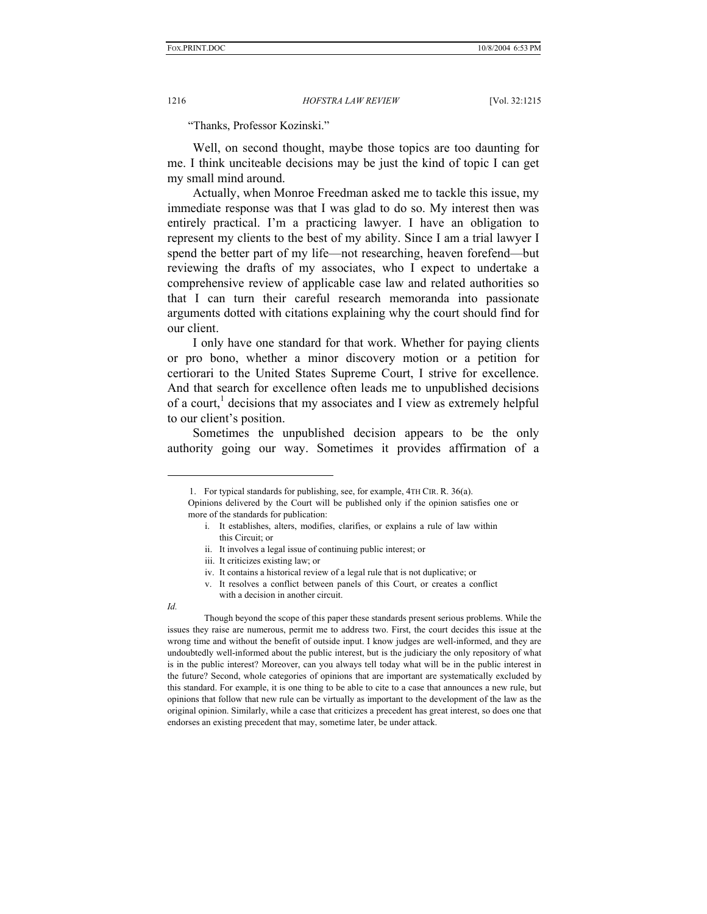"Thanks, Professor Kozinski."

Well, on second thought, maybe those topics are too daunting for me. I think unciteable decisions may be just the kind of topic I can get my small mind around.

Actually, when Monroe Freedman asked me to tackle this issue, my immediate response was that I was glad to do so. My interest then was entirely practical. I'm a practicing lawyer. I have an obligation to represent my clients to the best of my ability. Since I am a trial lawyer I spend the better part of my life—not researching, heaven forefend—but reviewing the drafts of my associates, who I expect to undertake a comprehensive review of applicable case law and related authorities so that I can turn their careful research memoranda into passionate arguments dotted with citations explaining why the court should find for our client.

I only have one standard for that work. Whether for paying clients or pro bono, whether a minor discovery motion or a petition for certiorari to the United States Supreme Court, I strive for excellence. And that search for excellence often leads me to unpublished decisions of a court,[1] decisions that my associates and I view as extremely helpful to our client's position.

Sometimes the unpublished decision appears to be the only authority going our way. Sometimes it provides affirmation of a

---

1. For typical standards for publishing, see, for example, 4TH CIR. R. 36(a).

Opinions delivered by the Court will be published only if the opinion satisfies one or more of the standards for publication:

i. It establishes, alters, modifies, clarifies, or explains a rule of law within this Circuit; or

ii. It involves a legal issue of continuing public interest; or

iii. It criticizes existing law; or

iv. It contains a historical review of a legal rule that is not duplicative; or

v. It resolves a conflict between panels of this Court, or creates a conflict with a decision in another circuit.

*Id.*

Though beyond the scope of this paper these standards present serious problems. While the issues they raise are numerous, permit me to address two. First, the court decides this issue at the wrong time and without the benefit of outside input. I know judges are well-informed, and they are undoubtedly well-informed about the public interest, but is the judiciary the only repository of what is in the public interest? Moreover, can you always tell today what will be in the public interest in the future? Second, whole categories of opinions that are important are systematically excluded by this standard. For example, it is one thing to be able to cite to a case that announces a new rule, but opinions that follow that new rule can be virtually as important to the development of the law as the original opinion. Similarly, while a case that criticizes a precedent has great interest, so does one that endorses an existing precedent that may, sometime later, be under attack.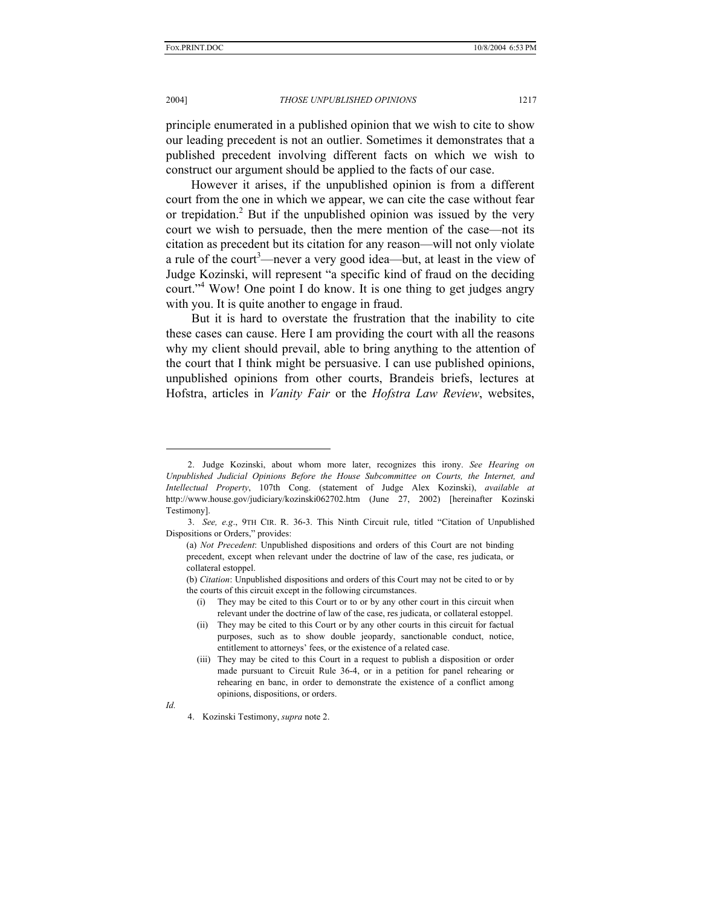principle enumerated in a published opinion that we wish to cite to show our leading precedent is not an outlier. Sometimes it demonstrates that a published precedent involving different facts on which we wish to construct our argument should be applied to the facts of our case.

However it arises, if the unpublished opinion is from a different court from the one in which we appear, we can cite the case without fear or trepidation.[2] But if the unpublished opinion was issued by the very court we wish to persuade, then the mere mention of the case—not its citation as precedent but its citation for any reason—will not only violate a rule of the court[3]—never a very good idea—but, at least in the view of Judge Kozinski, will represent "a specific kind of fraud on the deciding court."[4] Wow! One point I do know. It is one thing to get judges angry with you. It is quite another to engage in fraud.

But it is hard to overstate the frustration that the inability to cite these cases can cause. Here I am providing the court with all the reasons why my client should prevail, able to bring anything to the attention of the court that I think might be persuasive. I can use published opinions, unpublished opinions from other courts, Brandeis briefs, lectures at Hofstra, articles in *Vanity Fair* or the *Hofstra Law Review*, websites,

---

2. Judge Kozinski, about whom more later, recognizes this irony. *See Hearing on Unpublished Judicial Opinions Before the House Subcommittee on Courts, the Internet, and Intellectual Property*, 107th Cong. (statement of Judge Alex Kozinski), *available at* http://www.house.gov/judiciary/kozinski062702.htm (June 27, 2002) [hereinafter Kozinski Testimony].

3. *See, e.g.*, 9TH CIR. R. 36-3. This Ninth Circuit rule, titled "Citation of Unpublished Dispositions or Orders," provides:

> (a) *Not Precedent*: Unpublished dispositions and orders of this Court are not binding precedent, except when relevant under the doctrine of law of the case, res judicata, or collateral estoppel.
>
> (b) *Citation*: Unpublished dispositions and orders of this Court may not be cited to or by the courts of this circuit except in the following circumstances.
>
> (i) They may be cited to this Court or to or by any other court in this circuit when relevant under the doctrine of law of the case, res judicata, or collateral estoppel.
>
> (ii) They may be cited to this Court or by any other courts in this circuit for factual purposes, such as to show double jeopardy, sanctionable conduct, notice, entitlement to attorneys' fees, or the existence of a related case.
>
> (iii) They may be cited to this Court in a request to publish a disposition or order made pursuant to Circuit Rule 36-4, or in a petition for panel rehearing or rehearing en banc, in order to demonstrate the existence of a conflict among opinions, dispositions, or orders.

*Id.*

4. Kozinski Testimony, *supra* note 2.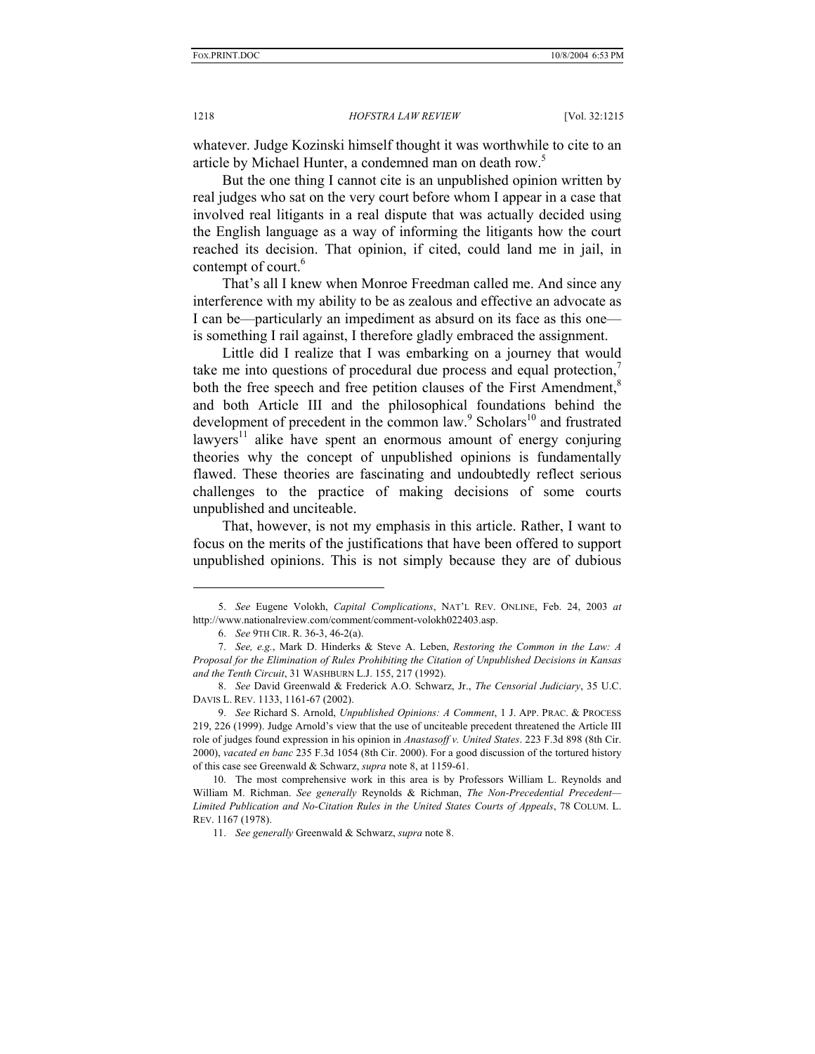whatever. Judge Kozinski himself thought it was worthwhile to cite to an article by Michael Hunter, a condemned man on death row.[5]

But the one thing I cannot cite is an unpublished opinion written by real judges who sat on the very court before whom I appear in a case that involved real litigants in a real dispute that was actually decided using the English language as a way of informing the litigants how the court reached its decision. That opinion, if cited, could land me in jail, in contempt of court.[6]

That's all I knew when Monroe Freedman called me. And since any interference with my ability to be as zealous and effective an advocate as I can be—particularly an impediment as absurd on its face as this one—is something I rail against, I therefore gladly embraced the assignment.

Little did I realize that I was embarking on a journey that would take me into questions of procedural due process and equal protection,[7] both the free speech and free petition clauses of the First Amendment,[8] and both Article III and the philosophical foundations behind the development of precedent in the common law.[9] Scholars[10] and frustrated lawyers[11] alike have spent an enormous amount of energy conjuring theories why the concept of unpublished opinions is fundamentally flawed. These theories are fascinating and undoubtedly reflect serious challenges to the practice of making decisions of some courts unpublished and unciteable.

That, however, is not my emphasis in this article. Rather, I want to focus on the merits of the justifications that have been offered to support unpublished opinions. This is not simply because they are of dubious

---

5. *See* Eugene Volokh, *Capital Complications*, NAT'L REV. ONLINE, Feb. 24, 2003 *at* http://www.nationalreview.com/comment/comment-volokh022403.asp.

6. *See* 9TH CIR. R. 36-3, 46-2(a).

7. *See, e.g.*, Mark D. Hinderks & Steve A. Leben, *Restoring the Common in the Law: A Proposal for the Elimination of Rules Prohibiting the Citation of Unpublished Decisions in Kansas and the Tenth Circuit*, 31 WASHBURN L.J. 155, 217 (1992).

8. *See* David Greenwald & Frederick A.O. Schwarz, Jr., *The Censorial Judiciary*, 35 U.C. DAVIS L. REV. 1133, 1161-67 (2002).

9. *See* Richard S. Arnold, *Unpublished Opinions: A Comment*, 1 J. APP. PRAC. & PROCESS 219, 226 (1999). Judge Arnold's view that the use of unciteable precedent threatened the Article III role of judges found expression in his opinion in *Anastasoff v. United States*. 223 F.3d 898 (8th Cir. 2000), *vacated en banc* 235 F.3d 1054 (8th Cir. 2000). For a good discussion of the tortured history of this case see Greenwald & Schwarz, *supra* note 8, at 1159-61.

10. The most comprehensive work in this area is by Professors William L. Reynolds and William M. Richman. *See generally* Reynolds & Richman, *The Non-Precedential Precedent—Limited Publication and No-Citation Rules in the United States Courts of Appeals*, 78 COLUM. L. REV. 1167 (1978).

11. *See generally* Greenwald & Schwarz, *supra* note 8.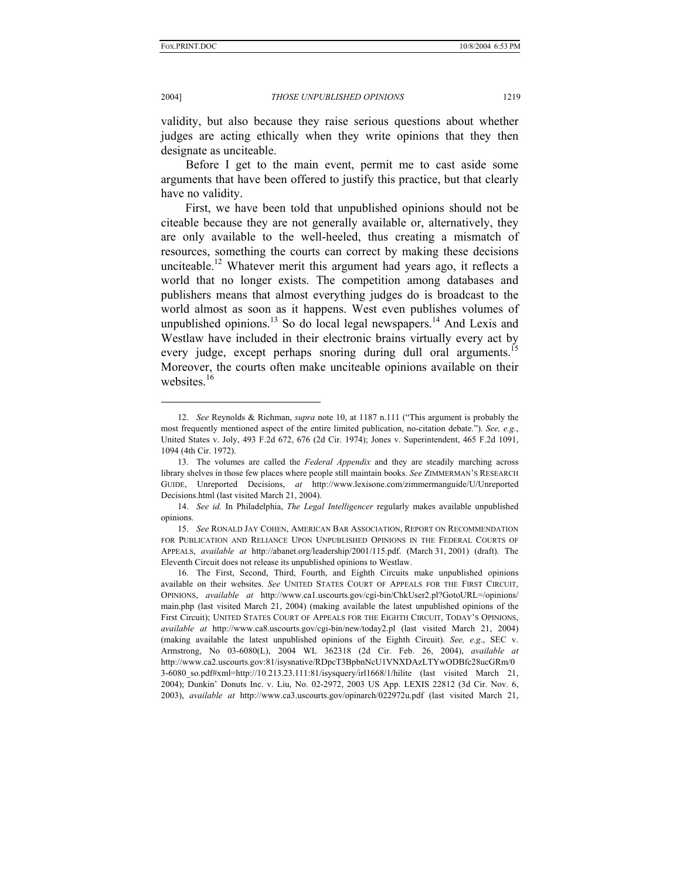validity, but also because they raise serious questions about whether judges are acting ethically when they write opinions that they then designate as unciteable.

Before I get to the main event, permit me to cast aside some arguments that have been offered to justify this practice, but that clearly have no validity.

First, we have been told that unpublished opinions should not be citeable because they are not generally available or, alternatively, they are only available to the well-heeled, thus creating a mismatch of resources, something the courts can correct by making these decisions unciteable.[12] Whatever merit this argument had years ago, it reflects a world that no longer exists. The competition among databases and publishers means that almost everything judges do is broadcast to the world almost as soon as it happens. West even publishes volumes of unpublished opinions.[13] So do local legal newspapers.[14] And Lexis and Westlaw have included in their electronic brains virtually every act by every judge, except perhaps snoring during dull oral arguments.[15] Moreover, the courts often make unciteable opinions available on their websites.[16]

---

12. *See* Reynolds & Richman, *supra* note 10, at 1187 n.111 ("This argument is probably the most frequently mentioned aspect of the entire limited publication, no-citation debate."). *See, e.g.*, United States v. Joly, 493 F.2d 672, 676 (2d Cir. 1974); Jones v. Superintendent, 465 F.2d 1091, 1094 (4th Cir. 1972).

13. The volumes are called the *Federal Appendix* and they are steadily marching across library shelves in those few places where people still maintain books. *See* ZIMMERMAN'S RESEARCH GUIDE, Unreported Decisions, *at* http://www.lexisone.com/zimmermanguide/U/Unreported Decisions.html (last visited March 21, 2004).

14. *See id.* In Philadelphia, *The Legal Intelligencer* regularly makes available unpublished opinions.

15. *See* RONALD JAY COHEN, AMERICAN BAR ASSOCIATION, REPORT ON RECOMMENDATION FOR PUBLICATION AND RELIANCE UPON UNPUBLISHED OPINIONS IN THE FEDERAL COURTS OF APPEALS, *available at* http://abanet.org/leadership/2001/115.pdf. (March 31, 2001) (draft). The Eleventh Circuit does not release its unpublished opinions to Westlaw.

16. The First, Second, Third, Fourth, and Eighth Circuits make unpublished opinions available on their websites. *See* UNITED STATES COURT OF APPEALS FOR THE FIRST CIRCUIT, OPINIONS, *available at* http://www.ca1.uscourts.gov/cgi-bin/ChkUser2.pl?GotoURL=/opinions/main.php (last visited March 21, 2004) (making available the latest unpublished opinions of the First Circuit); UNITED STATES COURT OF APPEALS FOR THE EIGHTH CIRCUIT, TODAY'S OPINIONS, *available at* http://www.ca8.uscourts.gov/cgi-bin/new/today2.pl (last visited March 21, 2004) (making available the latest unpublished opinions of the Eighth Circuit). *See, e.g.*, SEC v. Armstrong, No 03-6080(L), 2004 WL 362318 (2d Cir. Feb. 26, 2004), *available at* http://www.ca2.uscourts.gov:81/isysnative/RDpcT3BpbnNcU1VNXDAzLTYwODBfc28ucGRm/03-6080_so.pdf#xml=http://10.213.23.111:81/isysquery/irl1668/1/hilite (last visited March 21, 2004); Dunkin' Donuts Inc. v. Liu, No. 02-2972, 2003 US App. LEXIS 22812 (3d Cir. Nov. 6, 2003), *available at* http://www.ca3.uscourts.gov/opinarch/022972u.pdf (last visited March 21,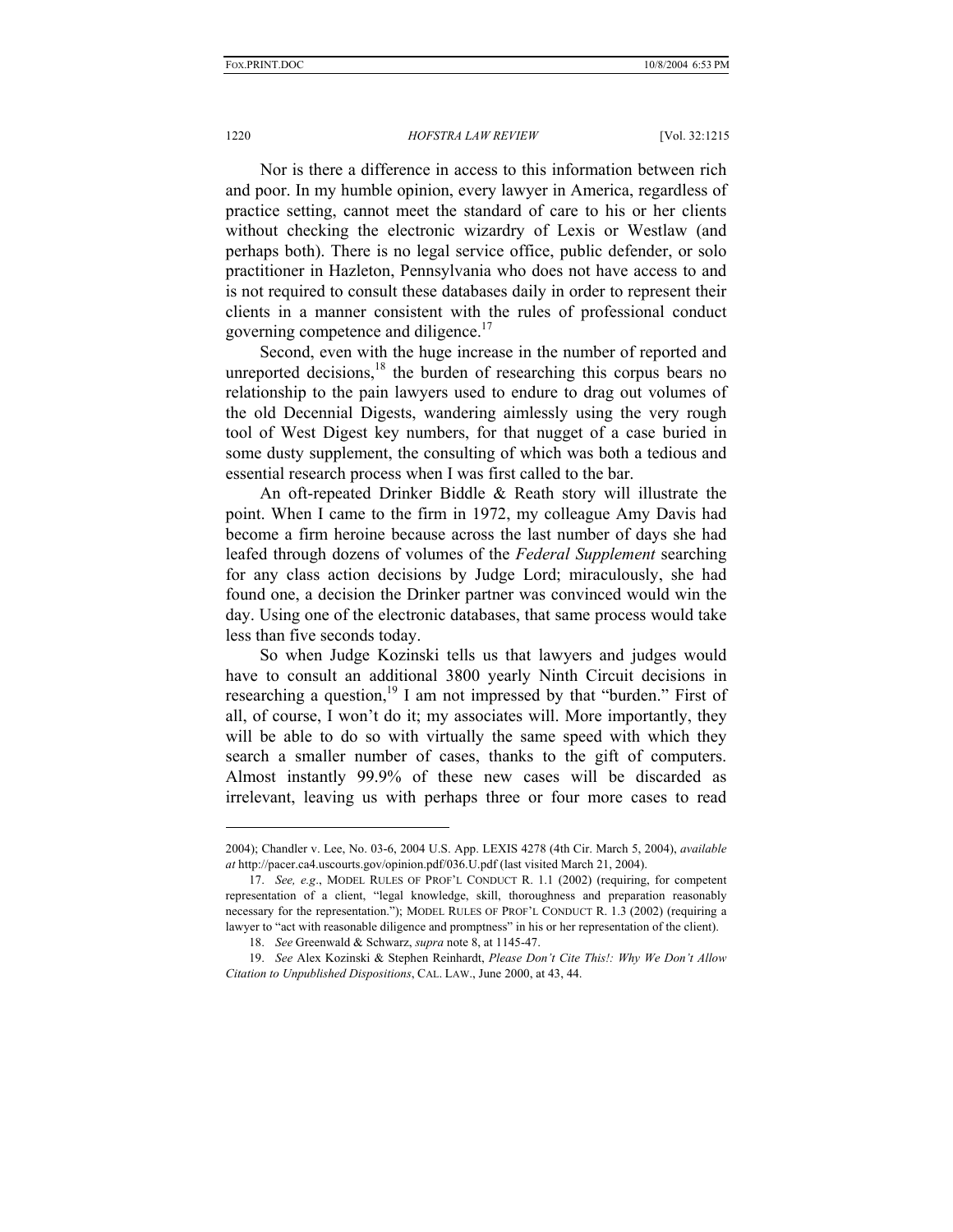Nor is there a difference in access to this information between rich and poor. In my humble opinion, every lawyer in America, regardless of practice setting, cannot meet the standard of care to his or her clients without checking the electronic wizardry of Lexis or Westlaw (and perhaps both). There is no legal service office, public defender, or solo practitioner in Hazleton, Pennsylvania who does not have access to and is not required to consult these databases daily in order to represent their clients in a manner consistent with the rules of professional conduct governing competence and diligence.[17]

Second, even with the huge increase in the number of reported and unreported decisions,[18] the burden of researching this corpus bears no relationship to the pain lawyers used to endure to drag out volumes of the old Decennial Digests, wandering aimlessly using the very rough tool of West Digest key numbers, for that nugget of a case buried in some dusty supplement, the consulting of which was both a tedious and essential research process when I was first called to the bar.

An oft-repeated Drinker Biddle & Reath story will illustrate the point. When I came to the firm in 1972, my colleague Amy Davis had become a firm heroine because across the last number of days she had leafed through dozens of volumes of the *Federal Supplement* searching for any class action decisions by Judge Lord; miraculously, she had found one, a decision the Drinker partner was convinced would win the day. Using one of the electronic databases, that same process would take less than five seconds today.

So when Judge Kozinski tells us that lawyers and judges would have to consult an additional 3800 yearly Ninth Circuit decisions in researching a question,[19] I am not impressed by that "burden." First of all, of course, I won't do it; my associates will. More importantly, they will be able to do so with virtually the same speed with which they search a smaller number of cases, thanks to the gift of computers. Almost instantly 99.9% of these new cases will be discarded as irrelevant, leaving us with perhaps three or four more cases to read

---

2004); Chandler v. Lee, No. 03-6, 2004 U.S. App. LEXIS 4278 (4th Cir. March 5, 2004), *available at* http://pacer.ca4.uscourts.gov/opinion.pdf/036.U.pdf (last visited March 21, 2004).

17. *See, e.g*., MODEL RULES OF PROF'L CONDUCT R. 1.1 (2002) (requiring, for competent representation of a client, "legal knowledge, skill, thoroughness and preparation reasonably necessary for the representation."); MODEL RULES OF PROF'L CONDUCT R. 1.3 (2002) (requiring a lawyer to "act with reasonable diligence and promptness" in his or her representation of the client).

18. *See* Greenwald & Schwarz, *supra* note 8, at 1145-47.

19. *See* Alex Kozinski & Stephen Reinhardt, *Please Don't Cite This!: Why We Don't Allow Citation to Unpublished Dispositions*, CAL. LAW., June 2000, at 43, 44.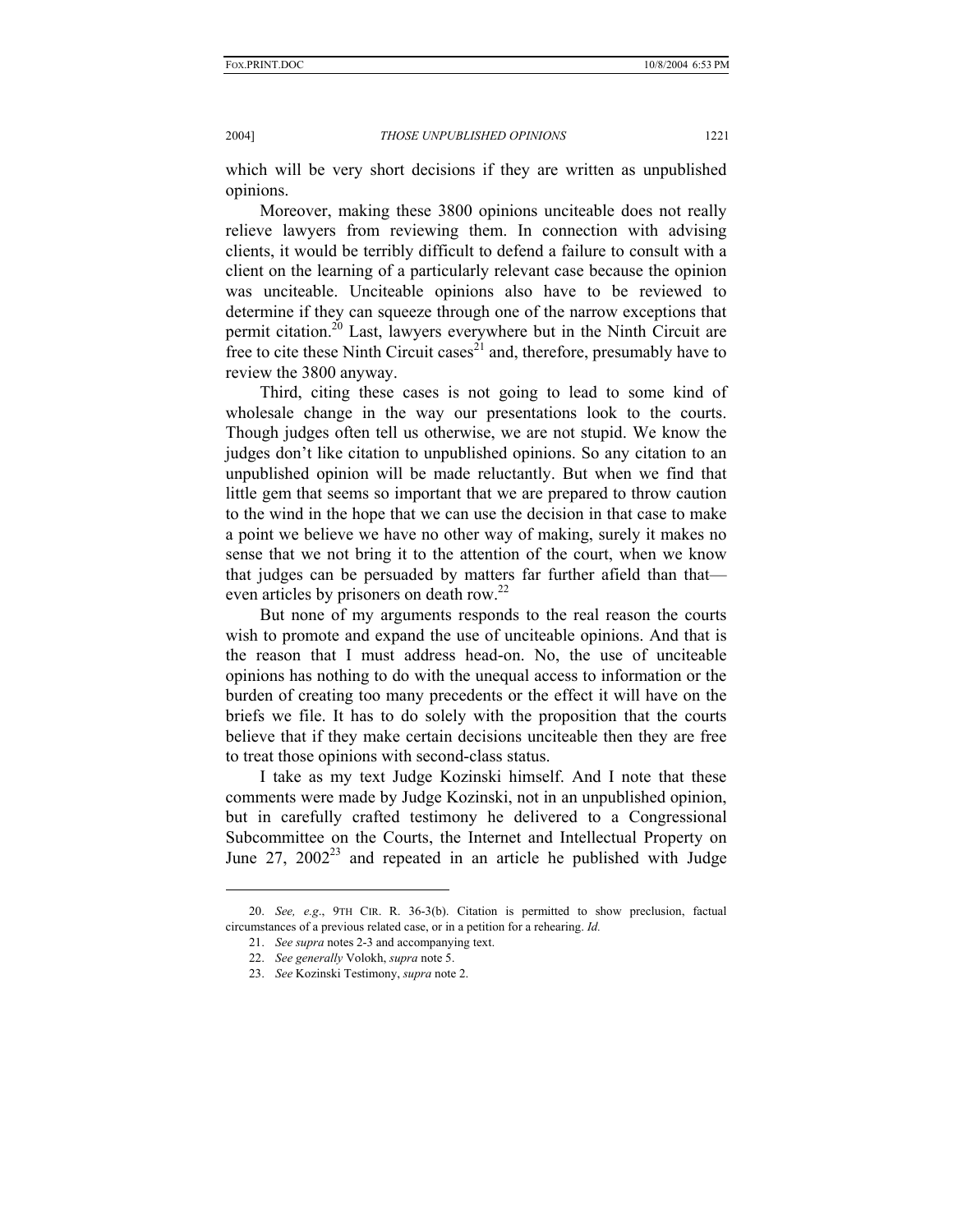which will be very short decisions if they are written as unpublished opinions.

Moreover, making these 3800 opinions unciteable does not really relieve lawyers from reviewing them. In connection with advising clients, it would be terribly difficult to defend a failure to consult with a client on the learning of a particularly relevant case because the opinion was unciteable. Unciteable opinions also have to be reviewed to determine if they can squeeze through one of the narrow exceptions that permit citation.[20] Last, lawyers everywhere but in the Ninth Circuit are free to cite these Ninth Circuit cases[21] and, therefore, presumably have to review the 3800 anyway.

Third, citing these cases is not going to lead to some kind of wholesale change in the way our presentations look to the courts. Though judges often tell us otherwise, we are not stupid. We know the judges don't like citation to unpublished opinions. So any citation to an unpublished opinion will be made reluctantly. But when we find that little gem that seems so important that we are prepared to throw caution to the wind in the hope that we can use the decision in that case to make a point we believe we have no other way of making, surely it makes no sense that we not bring it to the attention of the court, when we know that judges can be persuaded by matters far further afield than that—even articles by prisoners on death row.[22]

But none of my arguments responds to the real reason the courts wish to promote and expand the use of unciteable opinions. And that is the reason that I must address head-on. No, the use of unciteable opinions has nothing to do with the unequal access to information or the burden of creating too many precedents or the effect it will have on the briefs we file. It has to do solely with the proposition that the courts believe that if they make certain decisions unciteable then they are free to treat those opinions with second-class status.

I take as my text Judge Kozinski himself. And I note that these comments were made by Judge Kozinski, not in an unpublished opinion, but in carefully crafted testimony he delivered to a Congressional Subcommittee on the Courts, the Internet and Intellectual Property on June 27, 2002[23] and repeated in an article he published with Judge

---

20. *See, e.g.*, 9TH CIR. R. 36-3(b). Citation is permitted to show preclusion, factual circumstances of a previous related case, or in a petition for a rehearing. *Id.*

21. *See supra* notes 2-3 and accompanying text.

22. *See generally* Volokh, *supra* note 5.

23. *See* Kozinski Testimony, *supra* note 2.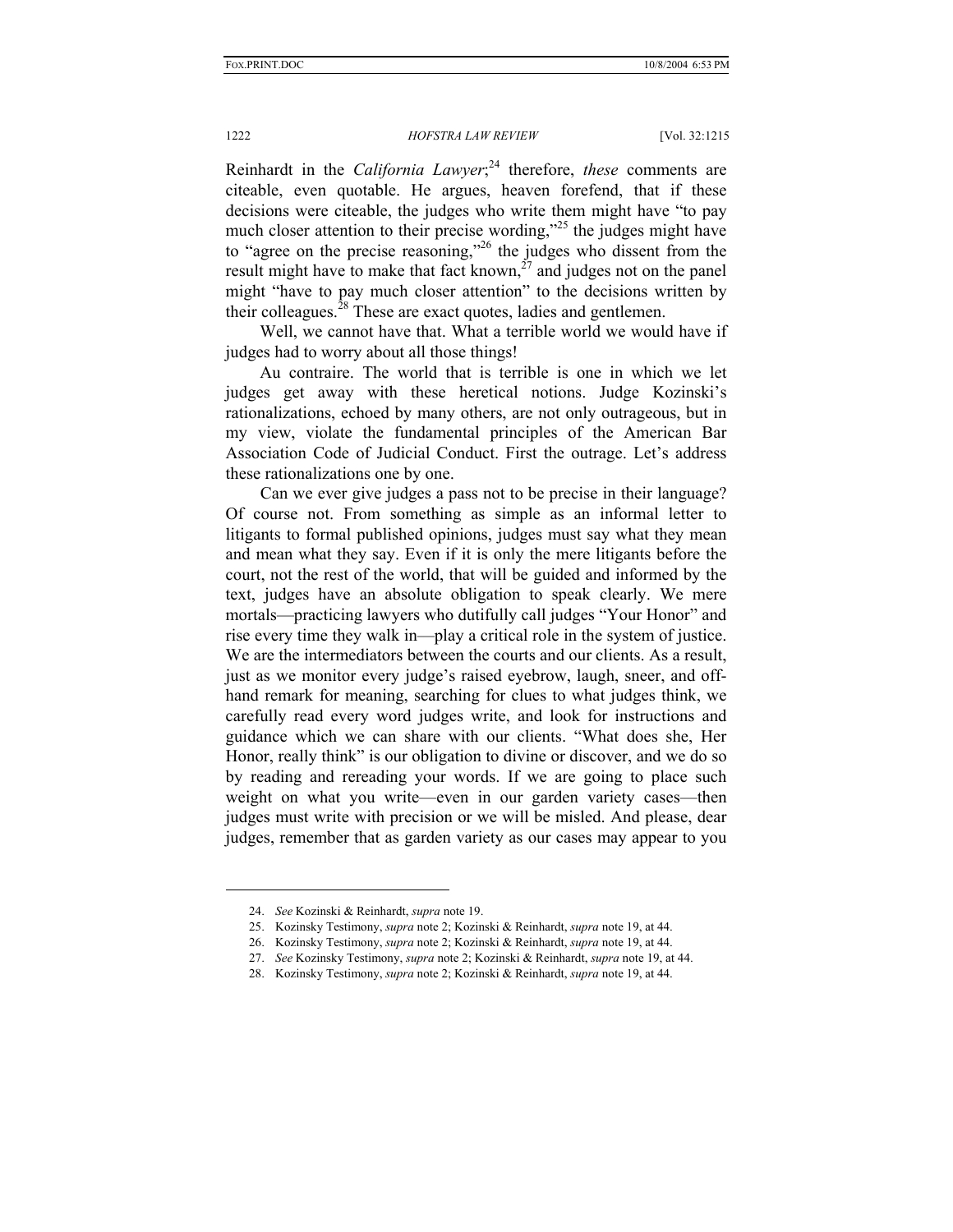Reinhardt in the *California Lawyer*;[24] therefore, *these* comments are citeable, even quotable. He argues, heaven forefend, that if these decisions were citeable, the judges who write them might have "to pay much closer attention to their precise wording,"[25] the judges might have to "agree on the precise reasoning,"[26] the judges who dissent from the result might have to make that fact known,[27] and judges not on the panel might "have to pay much closer attention" to the decisions written by their colleagues.[28] These are exact quotes, ladies and gentlemen.

Well, we cannot have that. What a terrible world we would have if judges had to worry about all those things!

Au contraire. The world that is terrible is one in which we let judges get away with these heretical notions. Judge Kozinski's rationalizations, echoed by many others, are not only outrageous, but in my view, violate the fundamental principles of the American Bar Association Code of Judicial Conduct. First the outrage. Let's address these rationalizations one by one.

Can we ever give judges a pass not to be precise in their language? Of course not. From something as simple as an informal letter to litigants to formal published opinions, judges must say what they mean and mean what they say. Even if it is only the mere litigants before the court, not the rest of the world, that will be guided and informed by the text, judges have an absolute obligation to speak clearly. We mere mortals—practicing lawyers who dutifully call judges "Your Honor" and rise every time they walk in—play a critical role in the system of justice. We are the intermediators between the courts and our clients. As a result, just as we monitor every judge's raised eyebrow, laugh, sneer, and off-hand remark for meaning, searching for clues to what judges think, we carefully read every word judges write, and look for instructions and guidance which we can share with our clients. "What does she, Her Honor, really think" is our obligation to divine or discover, and we do so by reading and rereading your words. If we are going to place such weight on what you write—even in our garden variety cases—then judges must write with precision or we will be misled. And please, dear judges, remember that as garden variety as our cases may appear to you

---

24. *See* Kozinski & Reinhardt, *supra* note 19.

25. Kozinsky Testimony, *supra* note 2; Kozinski & Reinhardt, *supra* note 19, at 44.

26. Kozinsky Testimony, *supra* note 2; Kozinski & Reinhardt, *supra* note 19, at 44.

27. *See* Kozinsky Testimony, *supra* note 2; Kozinski & Reinhardt, *supra* note 19, at 44.

28. Kozinsky Testimony, *supra* note 2; Kozinski & Reinhardt, *supra* note 19, at 44.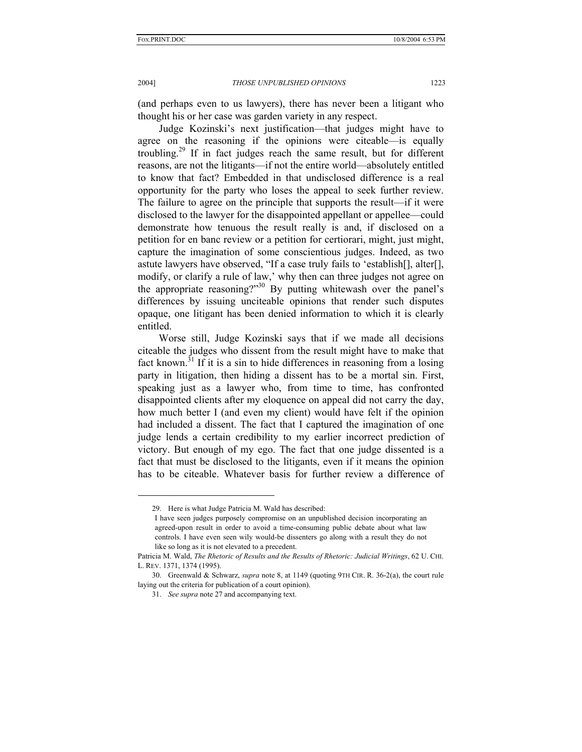(and perhaps even to us lawyers), there has never been a litigant who thought his or her case was garden variety in any respect.

Judge Kozinski's next justification—that judges might have to agree on the reasoning if the opinions were citeable—is equally troubling.[29] If in fact judges reach the same result, but for different reasons, are not the litigants—if not the entire world—absolutely entitled to know that fact? Embedded in that undisclosed difference is a real opportunity for the party who loses the appeal to seek further review. The failure to agree on the principle that supports the result—if it were disclosed to the lawyer for the disappointed appellant or appellee—could demonstrate how tenuous the result really is and, if disclosed on a petition for en banc review or a petition for certiorari, might, just might, capture the imagination of some conscientious judges. Indeed, as two astute lawyers have observed, "If a case truly fails to 'establish[], alter[], modify, or clarify a rule of law,' why then can three judges not agree on the appropriate reasoning?"[30] By putting whitewash over the panel's differences by issuing unciteable opinions that render such disputes opaque, one litigant has been denied information to which it is clearly entitled.

Worse still, Judge Kozinski says that if we made all decisions citeable the judges who dissent from the result might have to make that fact known.[31] If it is a sin to hide differences in reasoning from a losing party in litigation, then hiding a dissent has to be a mortal sin. First, speaking just as a lawyer who, from time to time, has confronted disappointed clients after my eloquence on appeal did not carry the day, how much better I (and even my client) would have felt if the opinion had included a dissent. The fact that I captured the imagination of one judge lends a certain credibility to my earlier incorrect prediction of victory. But enough of my ego. The fact that one judge dissented is a fact that must be disclosed to the litigants, even if it means the opinion has to be citeable. Whatever basis for further review a difference of

---

29. Here is what Judge Patricia M. Wald has described:

> I have seen judges purposely compromise on an unpublished decision incorporating an agreed-upon result in order to avoid a time-consuming public debate about what law controls. I have even seen wily would-be dissenters go along with a result they do not like so long as it is not elevated to a precedent.

Patricia M. Wald, *The Rhetoric of Results and the Results of Rhetoric: Judicial Writings*, 62 U. CHI. L. REV. 1371, 1374 (1995).

30. Greenwald & Schwarz, *supra* note 8, at 1149 (quoting 9TH CIR. R. 36-2(a), the court rule laying out the criteria for publication of a court opinion).

31. *See supra* note 27 and accompanying text.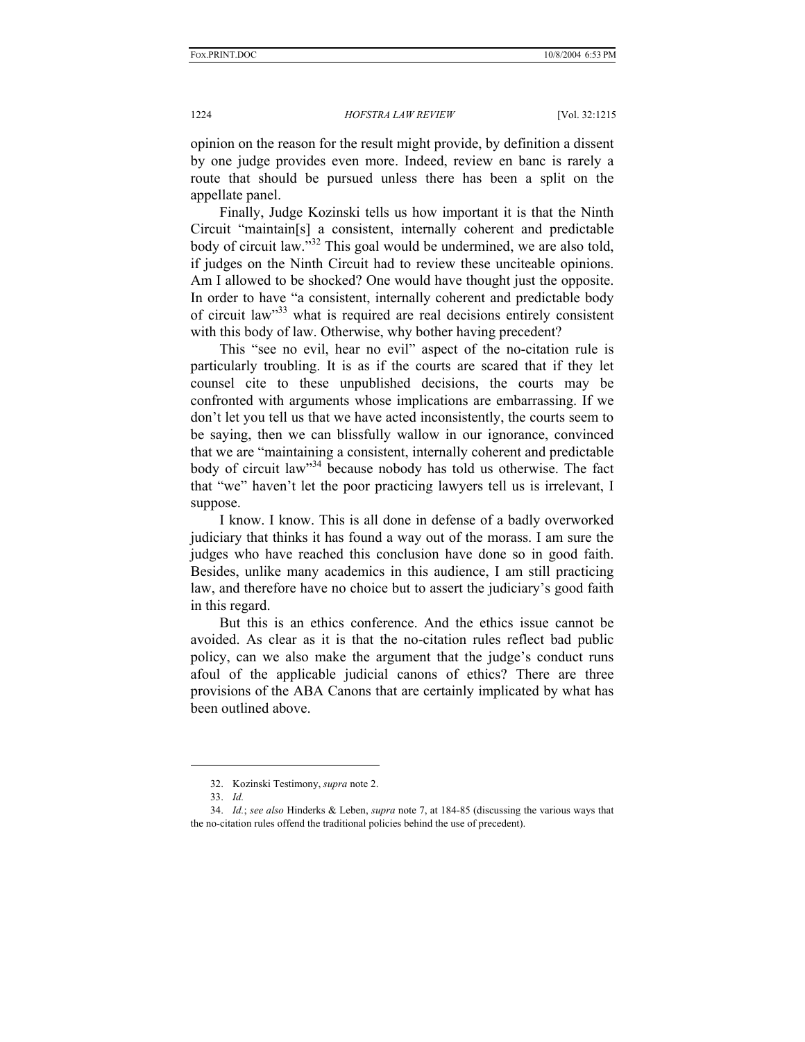opinion on the reason for the result might provide, by definition a dissent by one judge provides even more. Indeed, review en banc is rarely a route that should be pursued unless there has been a split on the appellate panel.

Finally, Judge Kozinski tells us how important it is that the Ninth Circuit "maintain[s] a consistent, internally coherent and predictable body of circuit law."[32] This goal would be undermined, we are also told, if judges on the Ninth Circuit had to review these unciteable opinions. Am I allowed to be shocked? One would have thought just the opposite. In order to have "a consistent, internally coherent and predictable body of circuit law"[33] what is required are real decisions entirely consistent with this body of law. Otherwise, why bother having precedent?

This "see no evil, hear no evil" aspect of the no-citation rule is particularly troubling. It is as if the courts are scared that if they let counsel cite to these unpublished decisions, the courts may be confronted with arguments whose implications are embarrassing. If we don't let you tell us that we have acted inconsistently, the courts seem to be saying, then we can blissfully wallow in our ignorance, convinced that we are "maintaining a consistent, internally coherent and predictable body of circuit law"[34] because nobody has told us otherwise. The fact that "we" haven't let the poor practicing lawyers tell us is irrelevant, I suppose.

I know. I know. This is all done in defense of a badly overworked judiciary that thinks it has found a way out of the morass. I am sure the judges who have reached this conclusion have done so in good faith. Besides, unlike many academics in this audience, I am still practicing law, and therefore have no choice but to assert the judiciary's good faith in this regard.

But this is an ethics conference. And the ethics issue cannot be avoided. As clear as it is that the no-citation rules reflect bad public policy, can we also make the argument that the judge's conduct runs afoul of the applicable judicial canons of ethics? There are three provisions of the ABA Canons that are certainly implicated by what has been outlined above.

---

32. Kozinski Testimony, *supra* note 2.

33. *Id.*

34. *Id.*; *see also* Hinderks & Leben, *supra* note 7, at 184-85 (discussing the various ways that the no-citation rules offend the traditional policies behind the use of precedent).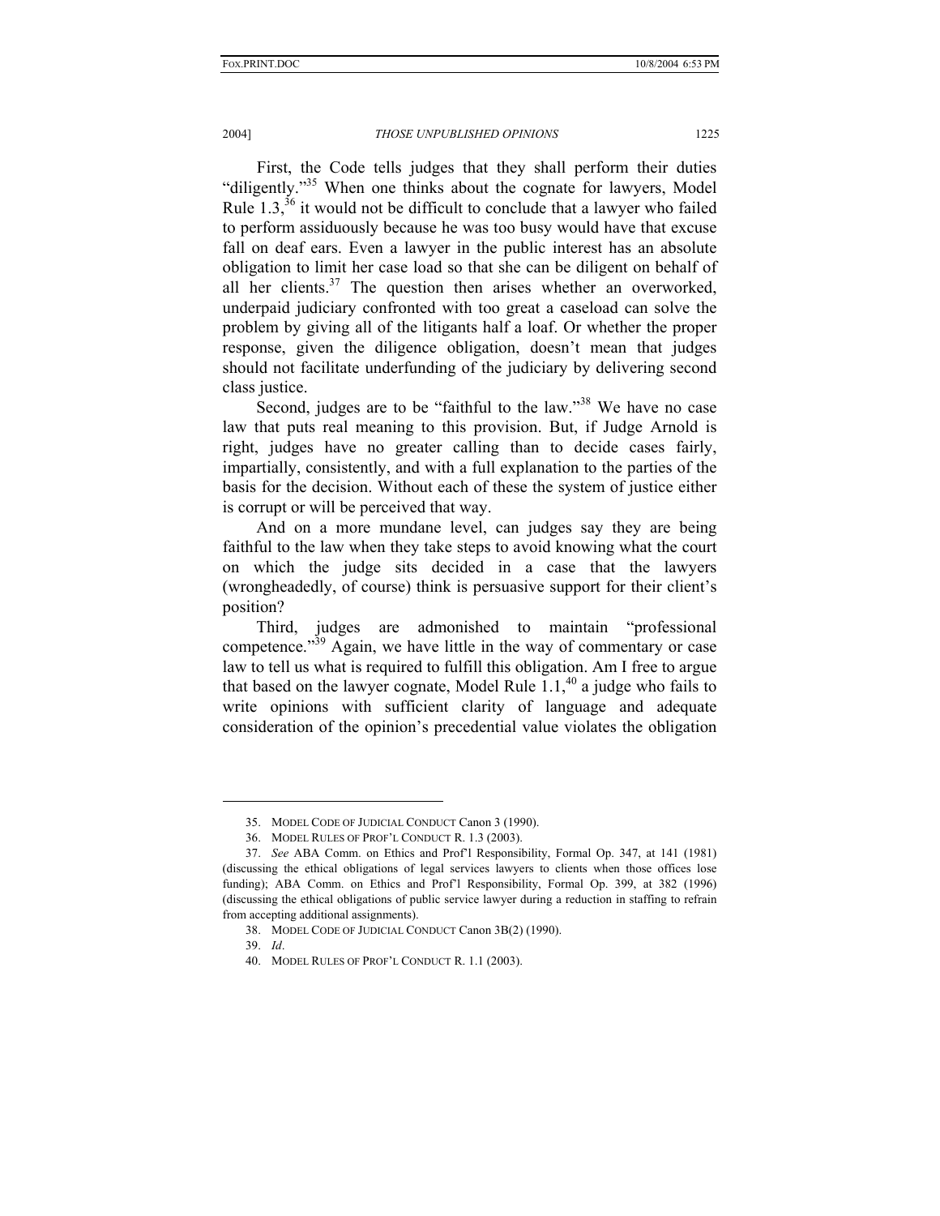First, the Code tells judges that they shall perform their duties "diligently."[35] When one thinks about the cognate for lawyers, Model Rule 1.3,[36] it would not be difficult to conclude that a lawyer who failed to perform assiduously because he was too busy would have that excuse fall on deaf ears. Even a lawyer in the public interest has an absolute obligation to limit her case load so that she can be diligent on behalf of all her clients.[37] The question then arises whether an overworked, underpaid judiciary confronted with too great a caseload can solve the problem by giving all of the litigants half a loaf. Or whether the proper response, given the diligence obligation, doesn't mean that judges should not facilitate underfunding of the judiciary by delivering second class justice.

Second, judges are to be "faithful to the law."[38] We have no case law that puts real meaning to this provision. But, if Judge Arnold is right, judges have no greater calling than to decide cases fairly, impartially, consistently, and with a full explanation to the parties of the basis for the decision. Without each of these the system of justice either is corrupt or will be perceived that way.

And on a more mundane level, can judges say they are being faithful to the law when they take steps to avoid knowing what the court on which the judge sits decided in a case that the lawyers (wrongheadedly, of course) think is persuasive support for their client's position?

Third, judges are admonished to maintain "professional competence."[39] Again, we have little in the way of commentary or case law to tell us what is required to fulfill this obligation. Am I free to argue that based on the lawyer cognate, Model Rule 1.1,[40] a judge who fails to write opinions with sufficient clarity of language and adequate consideration of the opinion's precedential value violates the obligation

---

35. MODEL CODE OF JUDICIAL CONDUCT Canon 3 (1990).

36. MODEL RULES OF PROF'L CONDUCT R. 1.3 (2003).

37. *See* ABA Comm. on Ethics and Prof'l Responsibility, Formal Op. 347, at 141 (1981) (discussing the ethical obligations of legal services lawyers to clients when those offices lose funding); ABA Comm. on Ethics and Prof'l Responsibility, Formal Op. 399, at 382 (1996) (discussing the ethical obligations of public service lawyer during a reduction in staffing to refrain from accepting additional assignments).

38. MODEL CODE OF JUDICIAL CONDUCT Canon 3B(2) (1990).

39. *Id*.

40. MODEL RULES OF PROF'L CONDUCT R. 1.1 (2003).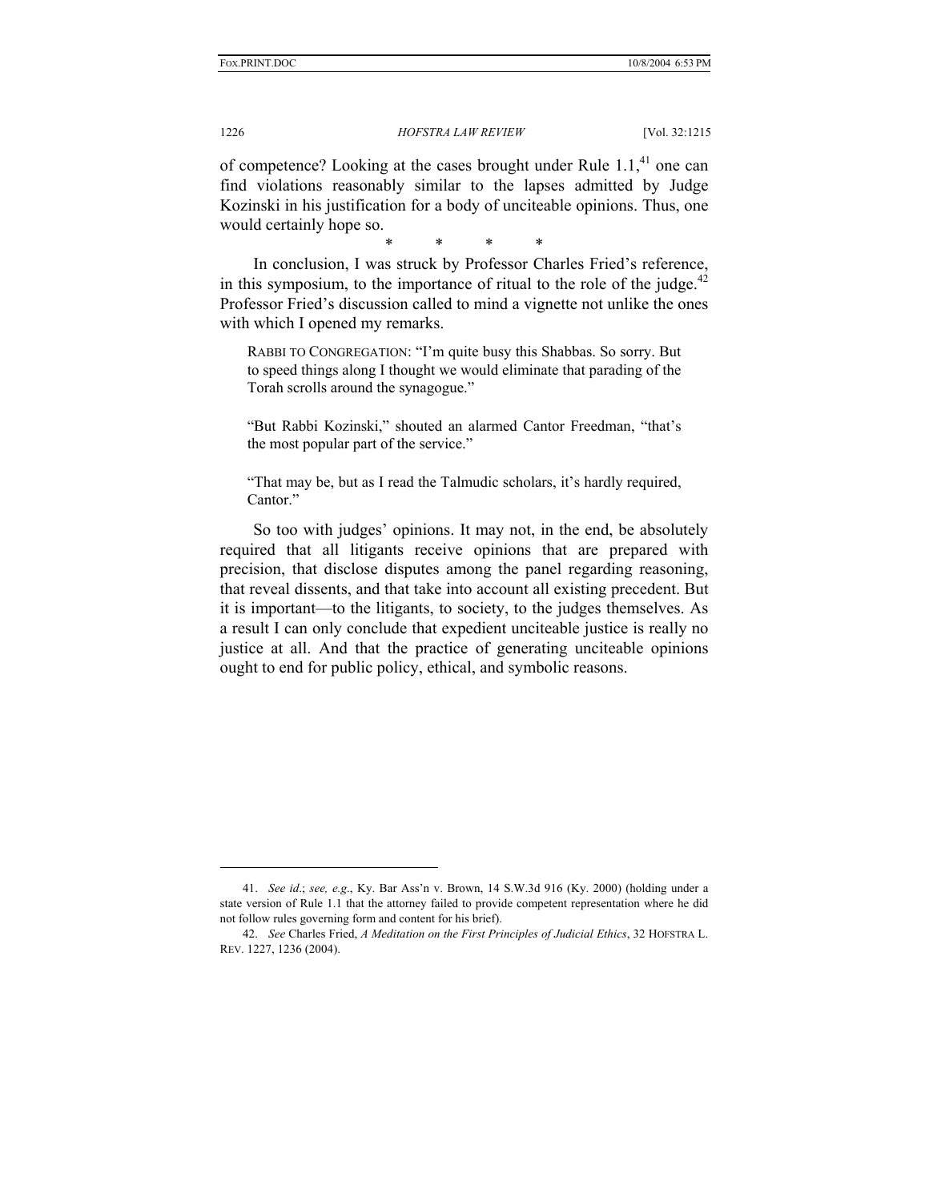of competence? Looking at the cases brought under Rule 1.1,[41] one can find violations reasonably similar to the lapses admitted by Judge Kozinski in his justification for a body of unciteable opinions. Thus, one would certainly hope so.

\* \* \* \*

In conclusion, I was struck by Professor Charles Fried's reference, in this symposium, to the importance of ritual to the role of the judge.[42] Professor Fried's discussion called to mind a vignette not unlike the ones with which I opened my remarks.

> RABBI TO CONGREGATION: "I'm quite busy this Shabbas. So sorry. But to speed things along I thought we would eliminate that parading of the Torah scrolls around the synagogue."
>
> "But Rabbi Kozinski," shouted an alarmed Cantor Freedman, "that's the most popular part of the service."
>
> "That may be, but as I read the Talmudic scholars, it's hardly required, Cantor."

So too with judges' opinions. It may not, in the end, be absolutely required that all litigants receive opinions that are prepared with precision, that disclose disputes among the panel regarding reasoning, that reveal dissents, and that take into account all existing precedent. But it is important—to the litigants, to society, to the judges themselves. As a result I can only conclude that expedient unciteable justice is really no justice at all. And that the practice of generating unciteable opinions ought to end for public policy, ethical, and symbolic reasons.

---

41. *See id.*; *see, e.g.*, Ky. Bar Ass'n v. Brown, 14 S.W.3d 916 (Ky. 2000) (holding under a state version of Rule 1.1 that the attorney failed to provide competent representation where he did not follow rules governing form and content for his brief).

42. *See* Charles Fried, *A Meditation on the First Principles of Judicial Ethics*, 32 HOFSTRA L. REV. 1227, 1236 (2004).